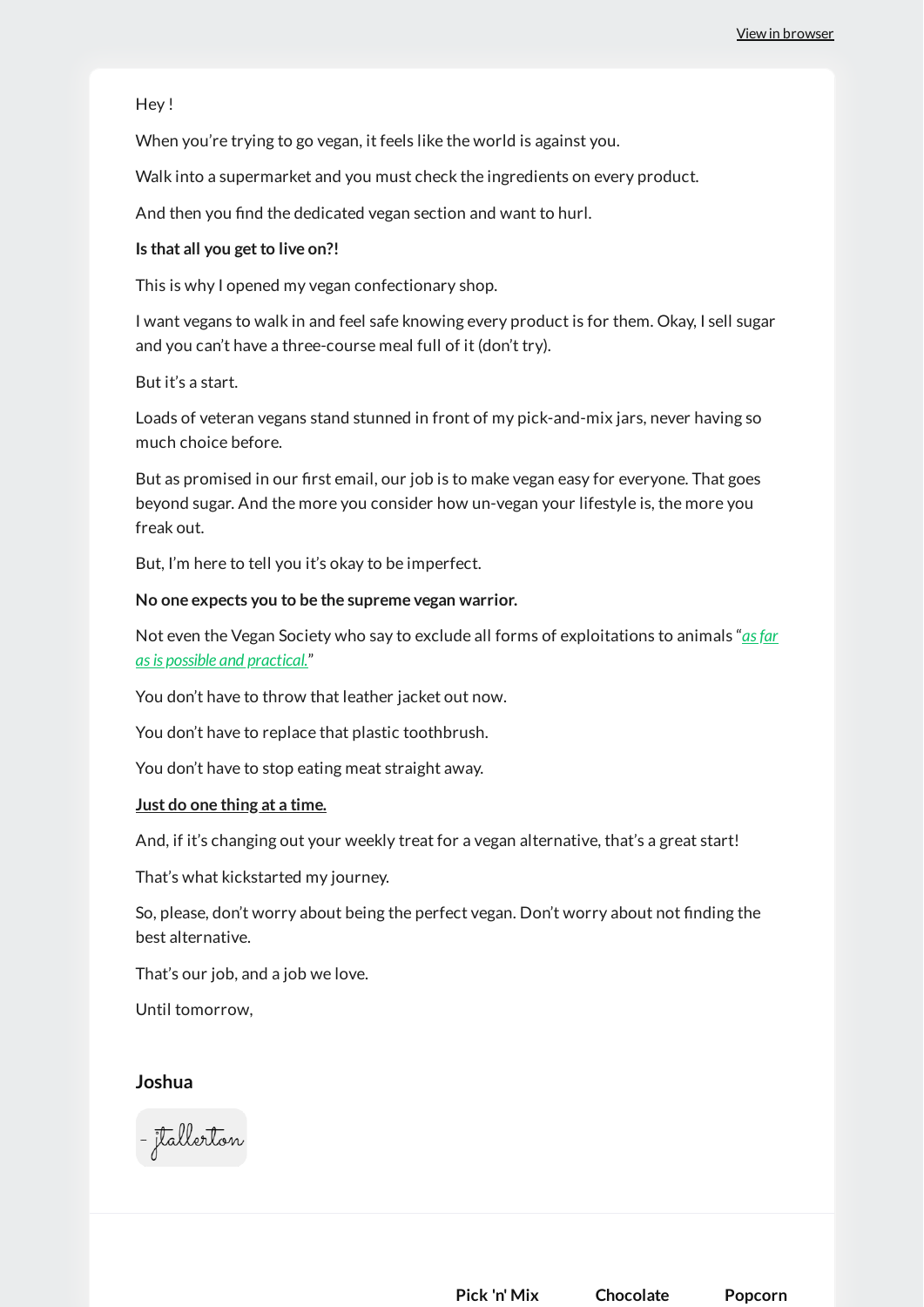View in browser

Hey !

When you're trying to go vegan, it feels like the world is against you.

Walk into a supermarket and you must check the ingredients on every product.

And then you find the dedicated vegan section and want to hurl.

**Is that all you get to live on?!**

This is why I opened my vegan confectionary shop.

I want vegans to walk in and feel safe knowing every product is for them. Okay, I sell sugar and you can't have a three-course meal full of it (don't try).

But it's a start.

Loads of veteran vegans stand stunned in front of my pick-and-mix jars, never having so much choice before.

But as promised in our first email, our job is to make vegan easy for everyone. That goes beyond sugar. And the more you consider how un-vegan your lifestyle is, the more you freak out.

But, I'm here to tell you it's okay to be imperfect.

**No one expects you to be the supreme vegan warrior.**

Not even the Vegan Society who say to exclude all forms of exploitations to animals "*as far as is possible and practical.*"

You don't have to throw that leather jacket out now.

You don't have to replace that plastic toothbrush.

You don't have to stop eating meat straight away.

**Just do one thing at a time.**

And, if it's changing out your weekly treat for a vegan alternative, that's a great start!

That's what kickstarted my journey.

So, please, don't worry about being the perfect vegan. Don't worry about not finding the best alternative.

That's our job, and a job we love.

Until tomorrow,

**Joshua**

- jfallerton

**Pick 'n' Mix** **Chocolate** **Popcorn**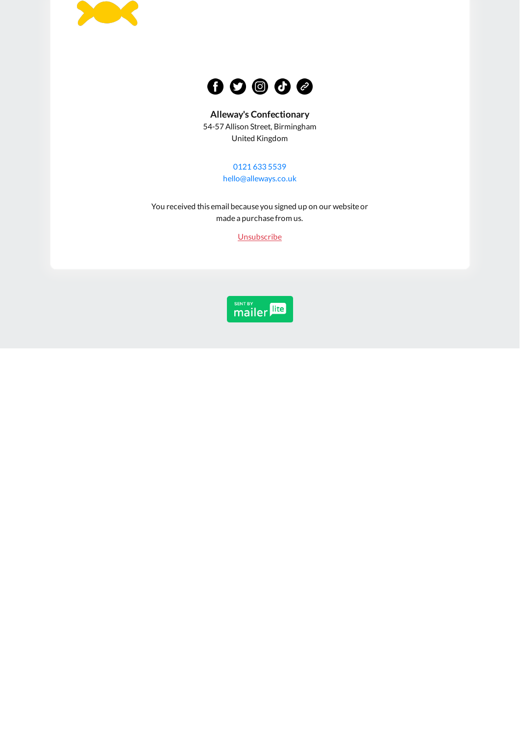**Alleway's Confectionary**
54-57 Allison Street, Birmingham
United Kingdom

0121 633 5539
hello@alleways.co.uk

You received this email because you signed up on our website or made a purchase from us.

Unsubscribe

SENT BY mailer lite